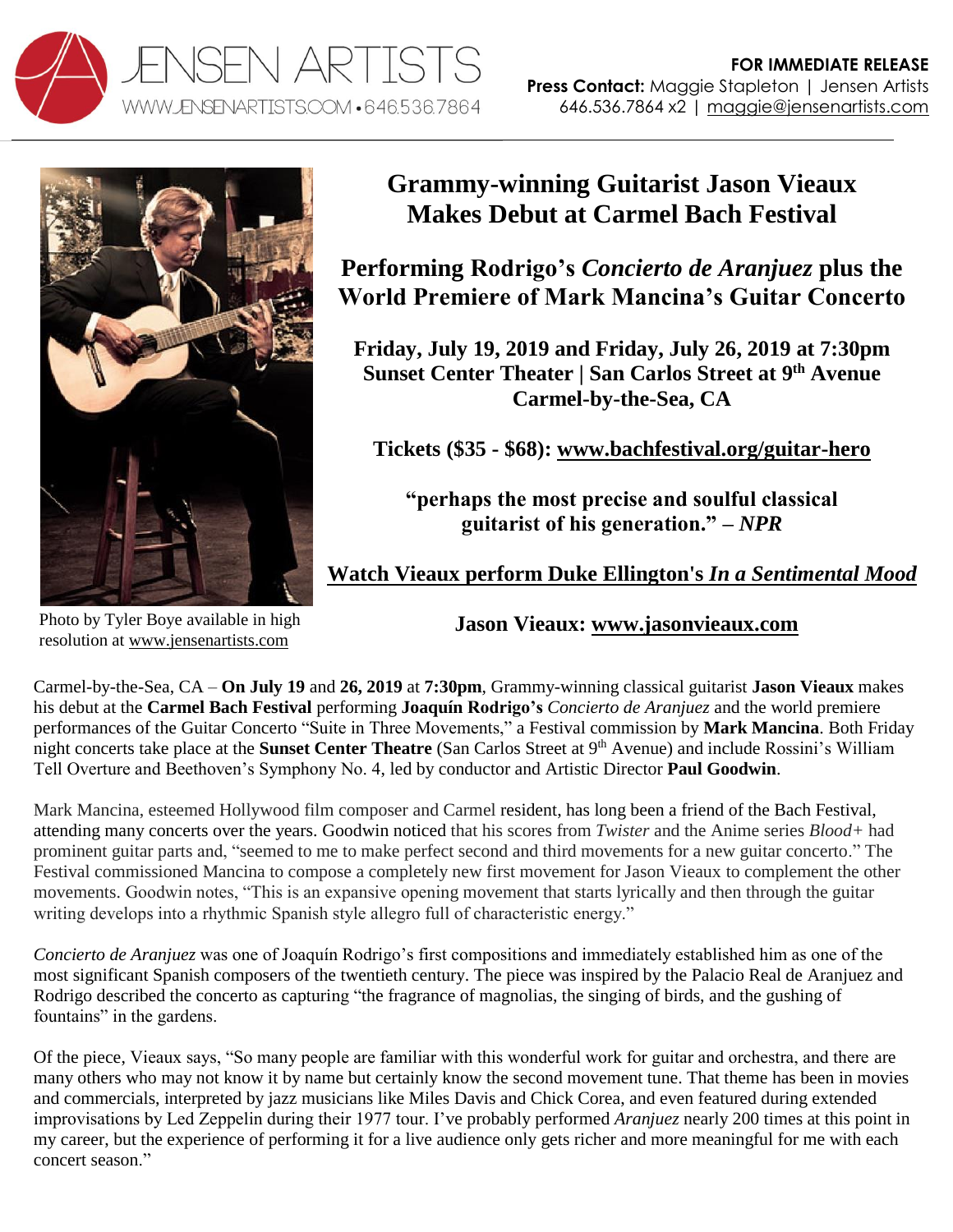JENSEN ARTISTS
WWW.JENSENARTISTS.COM • 646.536.7864

**FOR IMMEDIATE RELEASE**
**Press Contact:** Maggie Stapleton | Jensen Artists
646.536.7864 x2 | maggie@jensenartists.com

# Grammy-winning Guitarist Jason Vieaux Makes Debut at Carmel Bach Festival

## Performing Rodrigo's *Concierto de Aranjuez* plus the World Premiere of Mark Mancina's Guitar Concerto

**Friday, July 19, 2019 and Friday, July 26, 2019 at 7:30pm**
**Sunset Center Theater | San Carlos Street at 9th Avenue**
**Carmel-by-the-Sea, CA**

**Tickets ($35 - $68): www.bachfestival.org/guitar-hero**

**"perhaps the most precise and soulful classical guitarist of his generation." – *NPR***

**Watch Vieaux perform Duke Ellington's *In a Sentimental Mood***

**Jason Vieaux: www.jasonvieaux.com**

Photo by Tyler Boye available in high resolution at www.jensenartists.com

Carmel-by-the-Sea, CA – **On July 19** and **26, 2019** at **7:30pm**, Grammy-winning classical guitarist **Jason Vieaux** makes his debut at the **Carmel Bach Festival** performing **Joaquín Rodrigo's** *Concierto de Aranjuez* and the world premiere performances of the Guitar Concerto "Suite in Three Movements," a Festival commission by **Mark Mancina**. Both Friday night concerts take place at the **Sunset Center Theatre** (San Carlos Street at 9th Avenue) and include Rossini's William Tell Overture and Beethoven's Symphony No. 4, led by conductor and Artistic Director **Paul Goodwin**.

Mark Mancina, esteemed Hollywood film composer and Carmel resident, has long been a friend of the Bach Festival, attending many concerts over the years. Goodwin noticed that his scores from *Twister* and the Anime series *Blood+* had prominent guitar parts and, "seemed to me to make perfect second and third movements for a new guitar concerto." The Festival commissioned Mancina to compose a completely new first movement for Jason Vieaux to complement the other movements. Goodwin notes, "This is an expansive opening movement that starts lyrically and then through the guitar writing develops into a rhythmic Spanish style allegro full of characteristic energy."

*Concierto de Aranjuez* was one of Joaquín Rodrigo's first compositions and immediately established him as one of the most significant Spanish composers of the twentieth century. The piece was inspired by the Palacio Real de Aranjuez and Rodrigo described the concerto as capturing "the fragrance of magnolias, the singing of birds, and the gushing of fountains" in the gardens.

Of the piece, Vieaux says, "So many people are familiar with this wonderful work for guitar and orchestra, and there are many others who may not know it by name but certainly know the second movement tune. That theme has been in movies and commercials, interpreted by jazz musicians like Miles Davis and Chick Corea, and even featured during extended improvisations by Led Zeppelin during their 1977 tour. I've probably performed *Aranjuez* nearly 200 times at this point in my career, but the experience of performing it for a live audience only gets richer and more meaningful for me with each concert season."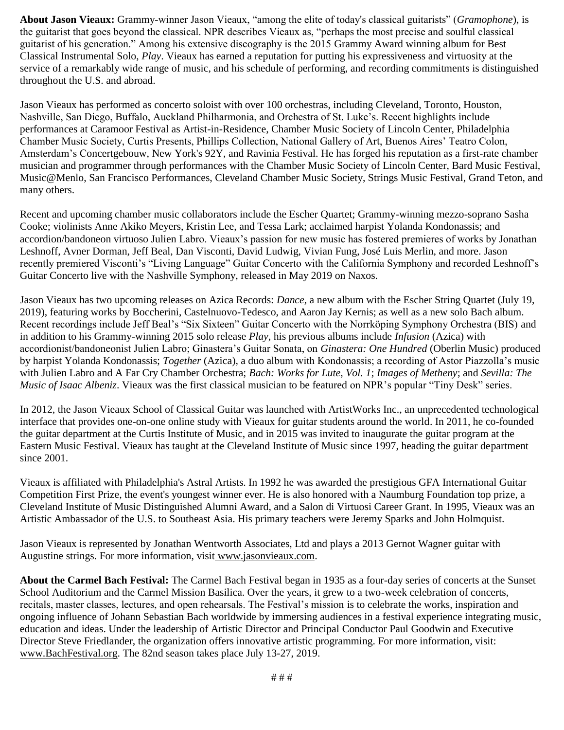**About Jason Vieaux:** Grammy-winner Jason Vieaux, "among the elite of today's classical guitarists" (*Gramophone*), is the guitarist that goes beyond the classical. NPR describes Vieaux as, "perhaps the most precise and soulful classical guitarist of his generation." Among his extensive discography is the 2015 Grammy Award winning album for Best Classical Instrumental Solo, *Play*. Vieaux has earned a reputation for putting his expressiveness and virtuosity at the service of a remarkably wide range of music, and his schedule of performing, and recording commitments is distinguished throughout the U.S. and abroad.

Jason Vieaux has performed as concerto soloist with over 100 orchestras, including Cleveland, Toronto, Houston, Nashville, San Diego, Buffalo, Auckland Philharmonia, and Orchestra of St. Luke's. Recent highlights include performances at Caramoor Festival as Artist-in-Residence, Chamber Music Society of Lincoln Center, Philadelphia Chamber Music Society, Curtis Presents, Phillips Collection, National Gallery of Art, Buenos Aires' Teatro Colon, Amsterdam's Concertgebouw, New York's 92Y, and Ravinia Festival. He has forged his reputation as a first-rate chamber musician and programmer through performances with the Chamber Music Society of Lincoln Center, Bard Music Festival, Music@Menlo, San Francisco Performances, Cleveland Chamber Music Society, Strings Music Festival, Grand Teton, and many others.

Recent and upcoming chamber music collaborators include the Escher Quartet; Grammy-winning mezzo-soprano Sasha Cooke; violinists Anne Akiko Meyers, Kristin Lee, and Tessa Lark; acclaimed harpist Yolanda Kondonassis; and accordion/bandoneon virtuoso Julien Labro. Vieaux's passion for new music has fostered premieres of works by Jonathan Leshnoff, Avner Dorman, Jeff Beal, Dan Visconti, David Ludwig, Vivian Fung, José Luis Merlin, and more. Jason recently premiered Visconti's "Living Language" Guitar Concerto with the California Symphony and recorded Leshnoff's Guitar Concerto live with the Nashville Symphony, released in May 2019 on Naxos.

Jason Vieaux has two upcoming releases on Azica Records: *Dance*, a new album with the Escher String Quartet (July 19, 2019), featuring works by Boccherini, Castelnuovo-Tedesco, and Aaron Jay Kernis; as well as a new solo Bach album. Recent recordings include Jeff Beal's "Six Sixteen" Guitar Concerto with the Norrköping Symphony Orchestra (BIS) and in addition to his Grammy-winning 2015 solo release *Play*, his previous albums include *Infusion* (Azica) with accordionist/bandoneonist Julien Labro; Ginastera's Guitar Sonata, on *Ginastera: One Hundred* (Oberlin Music) produced by harpist Yolanda Kondonassis; *Together* (Azica), a duo album with Kondonassis; a recording of Astor Piazzolla's music with Julien Labro and A Far Cry Chamber Orchestra; *Bach: Works for Lute, Vol. 1*; *Images of Metheny*; and *Sevilla: The Music of Isaac Albeniz*. Vieaux was the first classical musician to be featured on NPR's popular "Tiny Desk" series.

In 2012, the Jason Vieaux School of Classical Guitar was launched with ArtistWorks Inc., an unprecedented technological interface that provides one-on-one online study with Vieaux for guitar students around the world. In 2011, he co-founded the guitar department at the Curtis Institute of Music, and in 2015 was invited to inaugurate the guitar program at the Eastern Music Festival. Vieaux has taught at the Cleveland Institute of Music since 1997, heading the guitar department since 2001.

Vieaux is affiliated with Philadelphia's Astral Artists. In 1992 he was awarded the prestigious GFA International Guitar Competition First Prize, the event's youngest winner ever. He is also honored with a Naumburg Foundation top prize, a Cleveland Institute of Music Distinguished Alumni Award, and a Salon di Virtuosi Career Grant. In 1995, Vieaux was an Artistic Ambassador of the U.S. to Southeast Asia. His primary teachers were Jeremy Sparks and John Holmquist.

Jason Vieaux is represented by Jonathan Wentworth Associates, Ltd and plays a 2013 Gernot Wagner guitar with Augustine strings. For more information, visit www.jasonvieaux.com.

**About the Carmel Bach Festival:** The Carmel Bach Festival began in 1935 as a four-day series of concerts at the Sunset School Auditorium and the Carmel Mission Basilica. Over the years, it grew to a two-week celebration of concerts, recitals, master classes, lectures, and open rehearsals. The Festival's mission is to celebrate the works, inspiration and ongoing influence of Johann Sebastian Bach worldwide by immersing audiences in a festival experience integrating music, education and ideas. Under the leadership of Artistic Director and Principal Conductor Paul Goodwin and Executive Director Steve Friedlander, the organization offers innovative artistic programming. For more information, visit: www.BachFestival.org. The 82nd season takes place July 13-27, 2019.

# # #